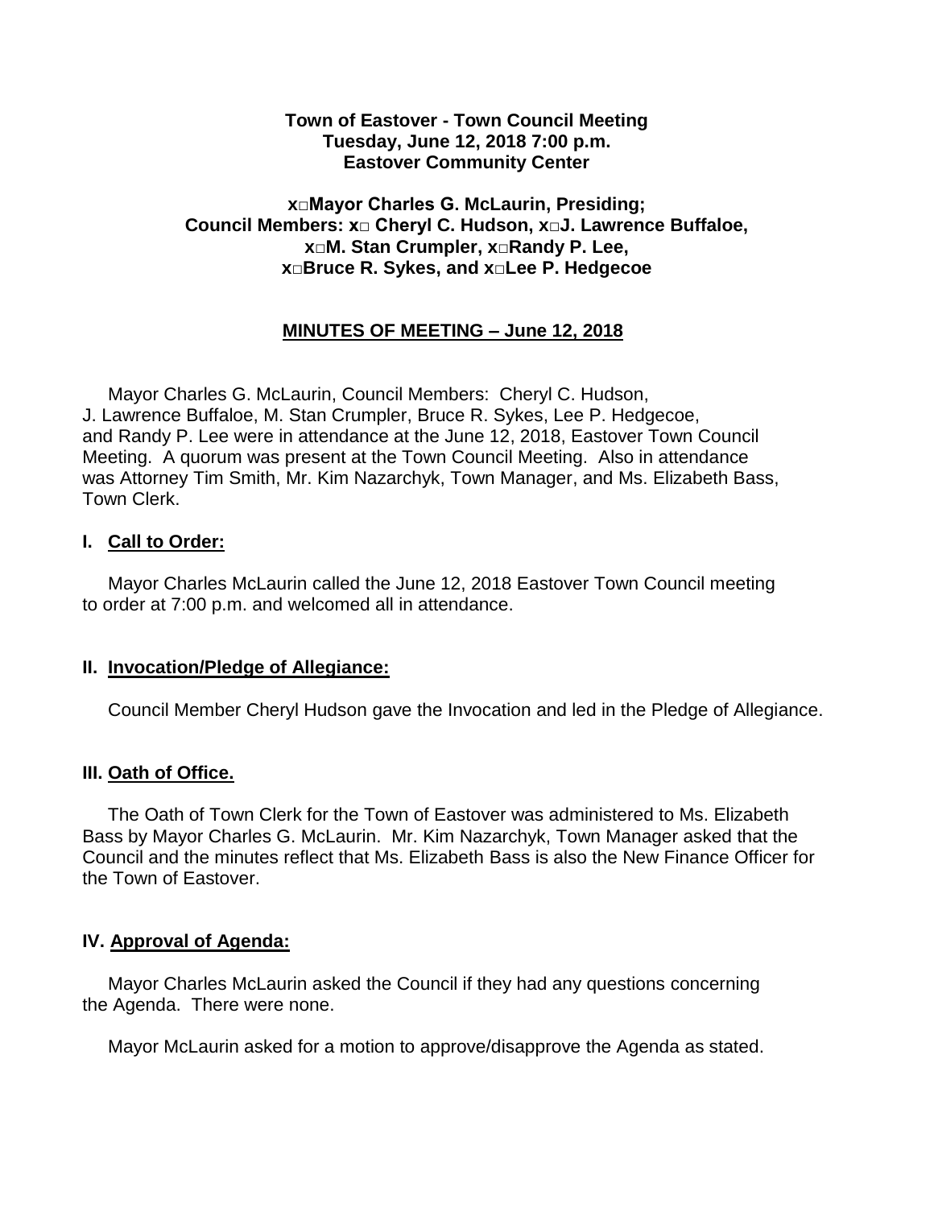**Town of Eastover - Town Council Meeting**
**Tuesday, June 12, 2018 7:00 p.m.**
**Eastover Community Center**

**x□Mayor Charles G. McLaurin, Presiding;**
**Council Members: x□ Cheryl C. Hudson, x□J. Lawrence Buffaloe,**
**x□M. Stan Crumpler, x□Randy P. Lee,**
**x□Bruce R. Sykes, and x□Lee P. Hedgecoe**

## MINUTES OF MEETING – June 12, 2018

Mayor Charles G. McLaurin, Council Members: Cheryl C. Hudson, J. Lawrence Buffaloe, M. Stan Crumpler, Bruce R. Sykes, Lee P. Hedgecoe, and Randy P. Lee were in attendance at the June 12, 2018, Eastover Town Council Meeting. A quorum was present at the Town Council Meeting. Also in attendance was Attorney Tim Smith, Mr. Kim Nazarchyk, Town Manager, and Ms. Elizabeth Bass, Town Clerk.

### I. Call to Order:

Mayor Charles McLaurin called the June 12, 2018 Eastover Town Council meeting to order at 7:00 p.m. and welcomed all in attendance.

### II. Invocation/Pledge of Allegiance:

Council Member Cheryl Hudson gave the Invocation and led in the Pledge of Allegiance.

### III. Oath of Office.

The Oath of Town Clerk for the Town of Eastover was administered to Ms. Elizabeth Bass by Mayor Charles G. McLaurin. Mr. Kim Nazarchyk, Town Manager asked that the Council and the minutes reflect that Ms. Elizabeth Bass is also the New Finance Officer for the Town of Eastover.

### IV. Approval of Agenda:

Mayor Charles McLaurin asked the Council if they had any questions concerning the Agenda. There were none.

Mayor McLaurin asked for a motion to approve/disapprove the Agenda as stated.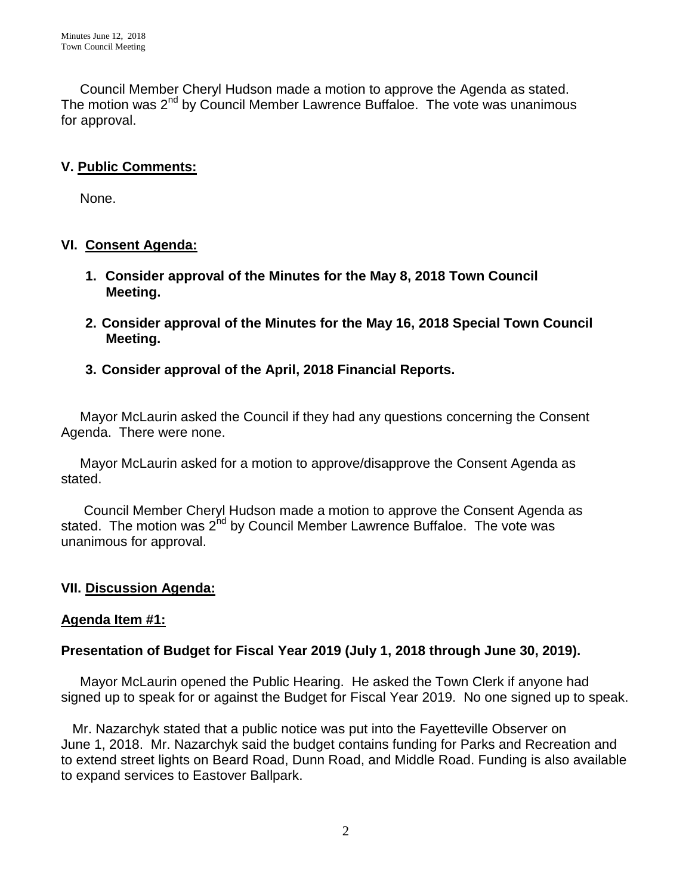Council Member Cheryl Hudson made a motion to approve the Agenda as stated. The motion was 2nd by Council Member Lawrence Buffaloe. The vote was unanimous for approval.

## V. Public Comments:

None.

## VI. Consent Agenda:

1. **Consider approval of the Minutes for the May 8, 2018 Town Council Meeting.**
2. **Consider approval of the Minutes for the May 16, 2018 Special Town Council Meeting.**
3. **Consider approval of the April, 2018 Financial Reports.**

Mayor McLaurin asked the Council if they had any questions concerning the Consent Agenda. There were none.

Mayor McLaurin asked for a motion to approve/disapprove the Consent Agenda as stated.

Council Member Cheryl Hudson made a motion to approve the Consent Agenda as stated. The motion was 2nd by Council Member Lawrence Buffaloe. The vote was unanimous for approval.

## VII. Discussion Agenda:

### Agenda Item #1:

**Presentation of Budget for Fiscal Year 2019 (July 1, 2018 through June 30, 2019).**

Mayor McLaurin opened the Public Hearing. He asked the Town Clerk if anyone had signed up to speak for or against the Budget for Fiscal Year 2019. No one signed up to speak.

Mr. Nazarchyk stated that a public notice was put into the Fayetteville Observer on June 1, 2018. Mr. Nazarchyk said the budget contains funding for Parks and Recreation and to extend street lights on Beard Road, Dunn Road, and Middle Road. Funding is also available to expand services to Eastover Ballpark.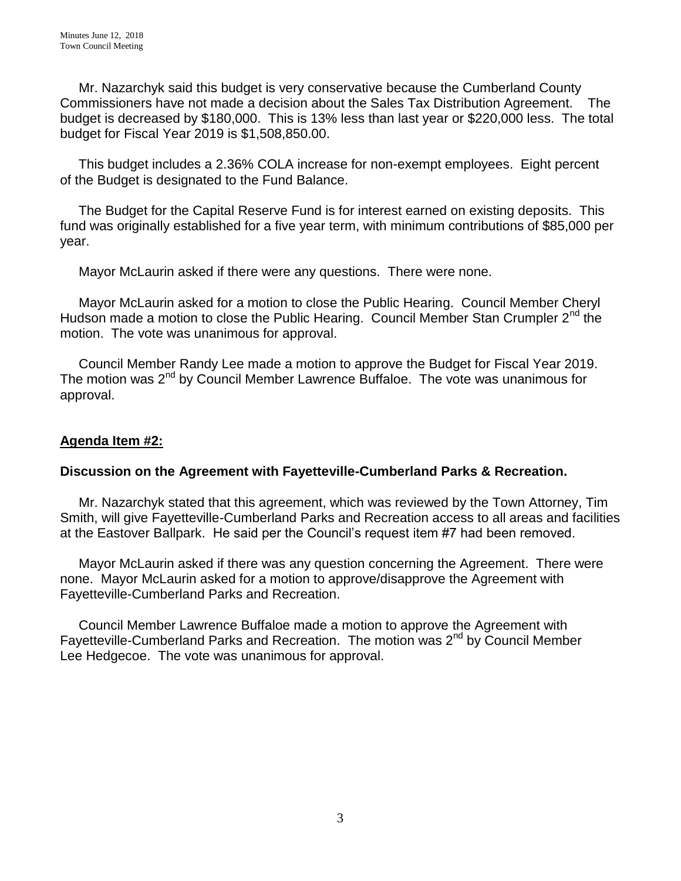Mr. Nazarchyk said this budget is very conservative because the Cumberland County Commissioners have not made a decision about the Sales Tax Distribution Agreement. The budget is decreased by $180,000. This is 13% less than last year or $220,000 less. The total budget for Fiscal Year 2019 is $1,508,850.00.

This budget includes a 2.36% COLA increase for non-exempt employees. Eight percent of the Budget is designated to the Fund Balance.

The Budget for the Capital Reserve Fund is for interest earned on existing deposits. This fund was originally established for a five year term, with minimum contributions of $85,000 per year.

Mayor McLaurin asked if there were any questions. There were none.

Mayor McLaurin asked for a motion to close the Public Hearing. Council Member Cheryl Hudson made a motion to close the Public Hearing. Council Member Stan Crumpler 2nd the motion. The vote was unanimous for approval.

Council Member Randy Lee made a motion to approve the Budget for Fiscal Year 2019. The motion was 2nd by Council Member Lawrence Buffaloe. The vote was unanimous for approval.

**Agenda Item #2:**

**Discussion on the Agreement with Fayetteville-Cumberland Parks & Recreation.**

Mr. Nazarchyk stated that this agreement, which was reviewed by the Town Attorney, Tim Smith, will give Fayetteville-Cumberland Parks and Recreation access to all areas and facilities at the Eastover Ballpark. He said per the Council's request item #7 had been removed.

Mayor McLaurin asked if there was any question concerning the Agreement. There were none. Mayor McLaurin asked for a motion to approve/disapprove the Agreement with Fayetteville-Cumberland Parks and Recreation.

Council Member Lawrence Buffaloe made a motion to approve the Agreement with Fayetteville-Cumberland Parks and Recreation. The motion was 2nd by Council Member Lee Hedgecoe. The vote was unanimous for approval.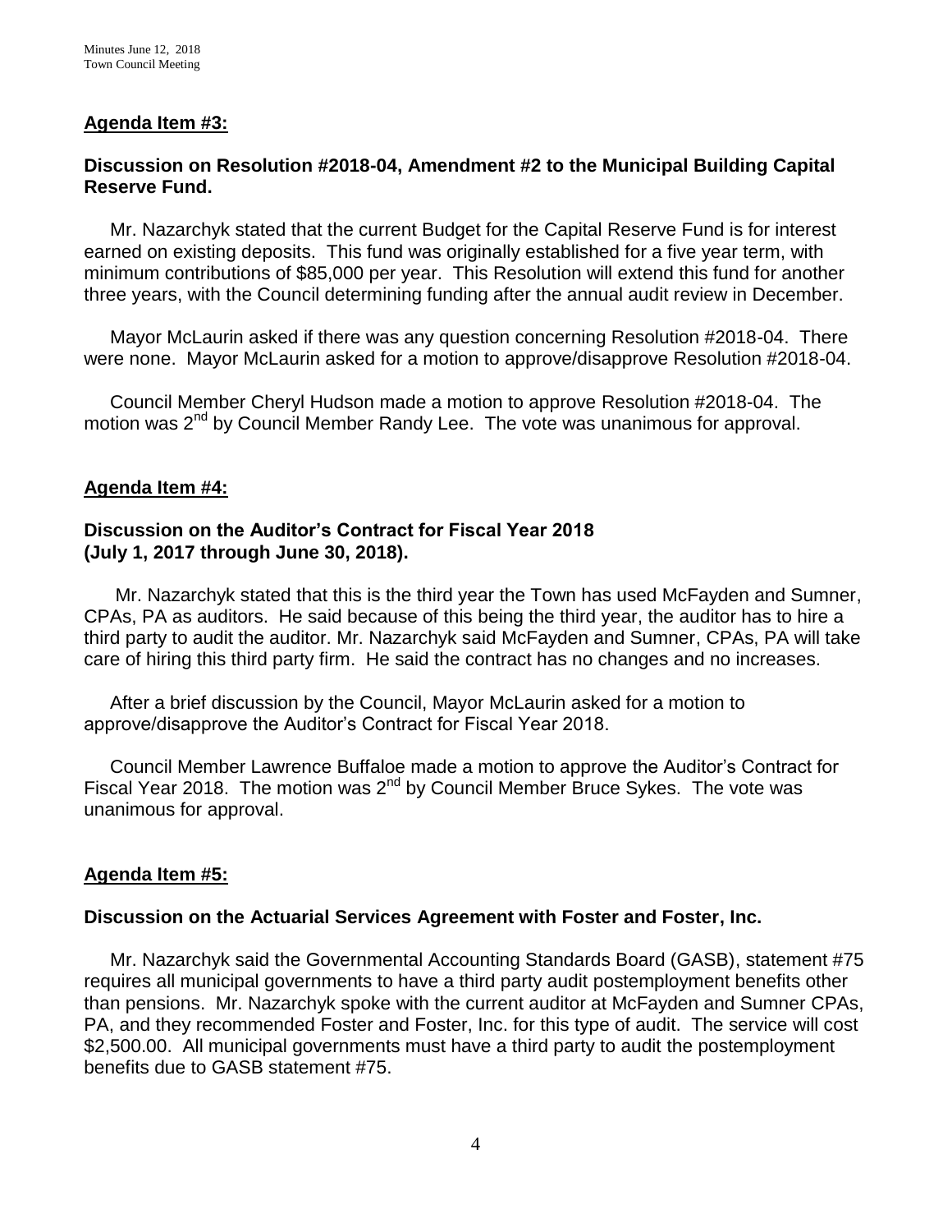**Agenda Item #3:**

**Discussion on Resolution #2018-04, Amendment #2 to the Municipal Building Capital Reserve Fund.**

Mr. Nazarchyk stated that the current Budget for the Capital Reserve Fund is for interest earned on existing deposits. This fund was originally established for a five year term, with minimum contributions of $85,000 per year. This Resolution will extend this fund for another three years, with the Council determining funding after the annual audit review in December.

Mayor McLaurin asked if there was any question concerning Resolution #2018-04. There were none. Mayor McLaurin asked for a motion to approve/disapprove Resolution #2018-04.

Council Member Cheryl Hudson made a motion to approve Resolution #2018-04. The motion was 2nd by Council Member Randy Lee. The vote was unanimous for approval.

**Agenda Item #4:**

**Discussion on the Auditor's Contract for Fiscal Year 2018 (July 1, 2017 through June 30, 2018).**

Mr. Nazarchyk stated that this is the third year the Town has used McFayden and Sumner, CPAs, PA as auditors. He said because of this being the third year, the auditor has to hire a third party to audit the auditor. Mr. Nazarchyk said McFayden and Sumner, CPAs, PA will take care of hiring this third party firm. He said the contract has no changes and no increases.

After a brief discussion by the Council, Mayor McLaurin asked for a motion to approve/disapprove the Auditor's Contract for Fiscal Year 2018.

Council Member Lawrence Buffaloe made a motion to approve the Auditor's Contract for Fiscal Year 2018. The motion was 2nd by Council Member Bruce Sykes. The vote was unanimous for approval.

**Agenda Item #5:**

**Discussion on the Actuarial Services Agreement with Foster and Foster, Inc.**

Mr. Nazarchyk said the Governmental Accounting Standards Board (GASB), statement #75 requires all municipal governments to have a third party audit postemployment benefits other than pensions. Mr. Nazarchyk spoke with the current auditor at McFayden and Sumner CPAs, PA, and they recommended Foster and Foster, Inc. for this type of audit. The service will cost $2,500.00. All municipal governments must have a third party to audit the postemployment benefits due to GASB statement #75.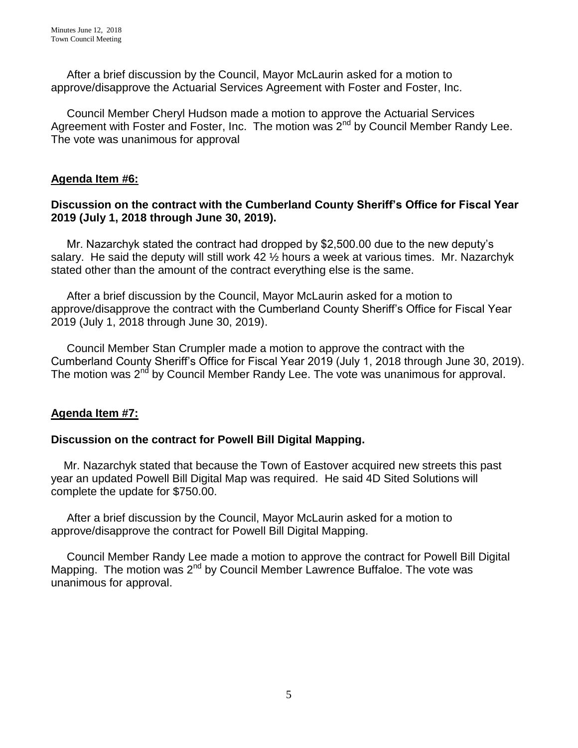After a brief discussion by the Council, Mayor McLaurin asked for a motion to approve/disapprove the Actuarial Services Agreement with Foster and Foster, Inc.

Council Member Cheryl Hudson made a motion to approve the Actuarial Services Agreement with Foster and Foster, Inc. The motion was 2nd by Council Member Randy Lee. The vote was unanimous for approval

**Agenda Item #6:**

**Discussion on the contract with the Cumberland County Sheriff's Office for Fiscal Year 2019 (July 1, 2018 through June 30, 2019).**

Mr. Nazarchyk stated the contract had dropped by $2,500.00 due to the new deputy's salary. He said the deputy will still work 42 ½ hours a week at various times. Mr. Nazarchyk stated other than the amount of the contract everything else is the same.

After a brief discussion by the Council, Mayor McLaurin asked for a motion to approve/disapprove the contract with the Cumberland County Sheriff's Office for Fiscal Year 2019 (July 1, 2018 through June 30, 2019).

Council Member Stan Crumpler made a motion to approve the contract with the Cumberland County Sheriff's Office for Fiscal Year 2019 (July 1, 2018 through June 30, 2019). The motion was 2nd by Council Member Randy Lee. The vote was unanimous for approval.

**Agenda Item #7:**

**Discussion on the contract for Powell Bill Digital Mapping.**

Mr. Nazarchyk stated that because the Town of Eastover acquired new streets this past year an updated Powell Bill Digital Map was required. He said 4D Sited Solutions will complete the update for $750.00.

After a brief discussion by the Council, Mayor McLaurin asked for a motion to approve/disapprove the contract for Powell Bill Digital Mapping.

Council Member Randy Lee made a motion to approve the contract for Powell Bill Digital Mapping. The motion was 2nd by Council Member Lawrence Buffaloe. The vote was unanimous for approval.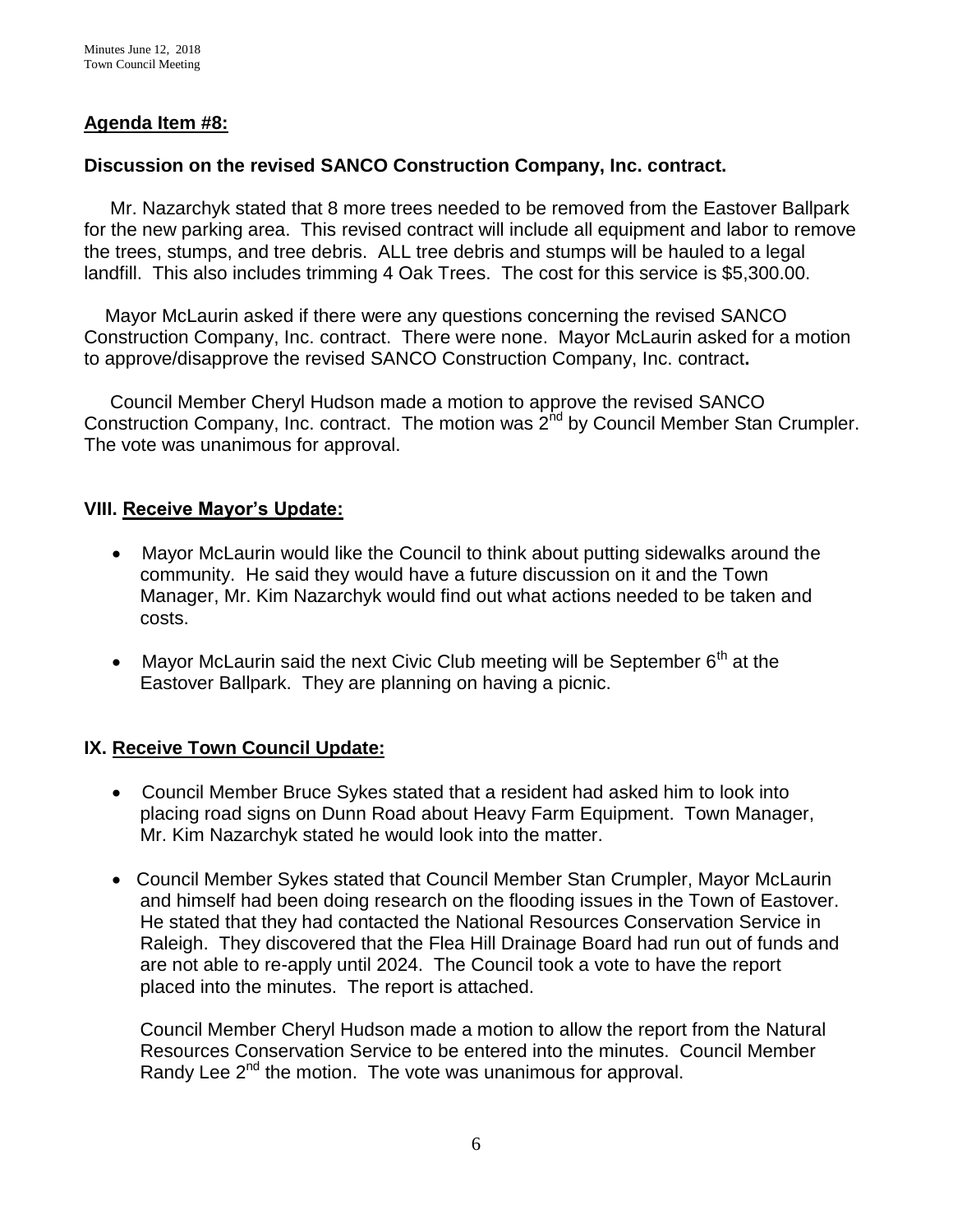**Agenda Item #8:**

**Discussion on the revised SANCO Construction Company, Inc. contract.**

Mr. Nazarchyk stated that 8 more trees needed to be removed from the Eastover Ballpark for the new parking area. This revised contract will include all equipment and labor to remove the trees, stumps, and tree debris. ALL tree debris and stumps will be hauled to a legal landfill. This also includes trimming 4 Oak Trees. The cost for this service is $5,300.00.

Mayor McLaurin asked if there were any questions concerning the revised SANCO Construction Company, Inc. contract. There were none. Mayor McLaurin asked for a motion to approve/disapprove the revised SANCO Construction Company, Inc. contract**.**

Council Member Cheryl Hudson made a motion to approve the revised SANCO Construction Company, Inc. contract. The motion was 2nd by Council Member Stan Crumpler. The vote was unanimous for approval.

**VIII. Receive Mayor's Update:**

- Mayor McLaurin would like the Council to think about putting sidewalks around the community. He said they would have a future discussion on it and the Town Manager, Mr. Kim Nazarchyk would find out what actions needed to be taken and costs.
- Mayor McLaurin said the next Civic Club meeting will be September 6th at the Eastover Ballpark. They are planning on having a picnic.

**IX. Receive Town Council Update:**

- Council Member Bruce Sykes stated that a resident had asked him to look into placing road signs on Dunn Road about Heavy Farm Equipment. Town Manager, Mr. Kim Nazarchyk stated he would look into the matter.
- Council Member Sykes stated that Council Member Stan Crumpler, Mayor McLaurin and himself had been doing research on the flooding issues in the Town of Eastover. He stated that they had contacted the National Resources Conservation Service in Raleigh. They discovered that the Flea Hill Drainage Board had run out of funds and are not able to re-apply until 2024. The Council took a vote to have the report placed into the minutes. The report is attached.

  Council Member Cheryl Hudson made a motion to allow the report from the Natural Resources Conservation Service to be entered into the minutes. Council Member Randy Lee 2nd the motion. The vote was unanimous for approval.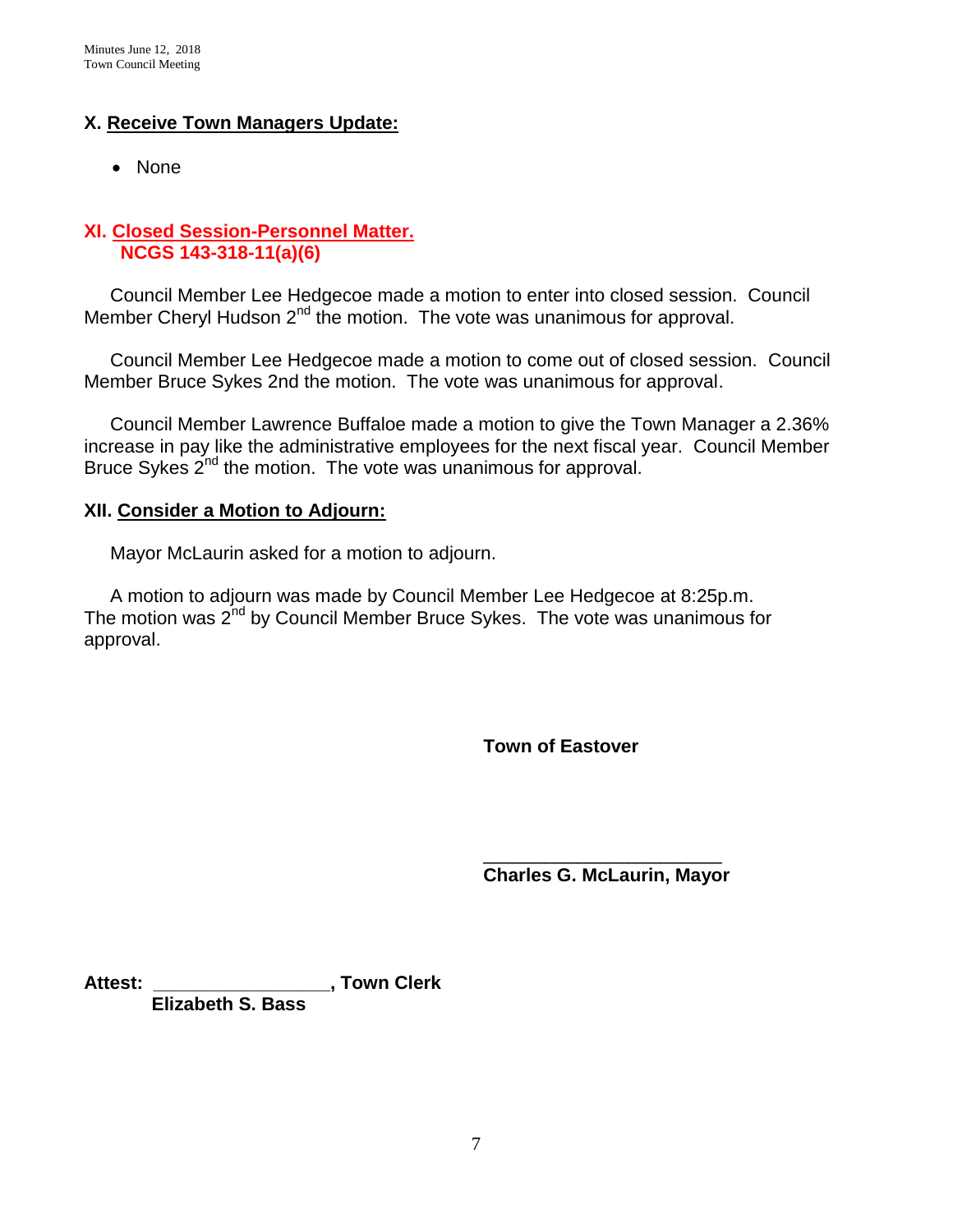## X. Receive Town Managers Update:

- None

## XI. Closed Session-Personnel Matter. NCGS 143-318-11(a)(6)

Council Member Lee Hedgecoe made a motion to enter into closed session. Council Member Cheryl Hudson 2nd the motion. The vote was unanimous for approval.

Council Member Lee Hedgecoe made a motion to come out of closed session. Council Member Bruce Sykes 2nd the motion. The vote was unanimous for approval.

Council Member Lawrence Buffaloe made a motion to give the Town Manager a 2.36% increase in pay like the administrative employees for the next fiscal year. Council Member Bruce Sykes 2nd the motion. The vote was unanimous for approval.

## XII. Consider a Motion to Adjourn:

Mayor McLaurin asked for a motion to adjourn.

A motion to adjourn was made by Council Member Lee Hedgecoe at 8:25p.m. The motion was 2nd by Council Member Bruce Sykes. The vote was unanimous for approval.

**Town of Eastover**

\_\_\_\_\_\_\_\_\_\_\_\_\_\_\_\_\_\_\_\_\_\_\_\_
**Charles G. McLaurin, Mayor**

**Attest: \_\_\_\_\_\_\_\_\_\_\_\_\_\_\_\_\_, Town Clerk**
**Elizabeth S. Bass**